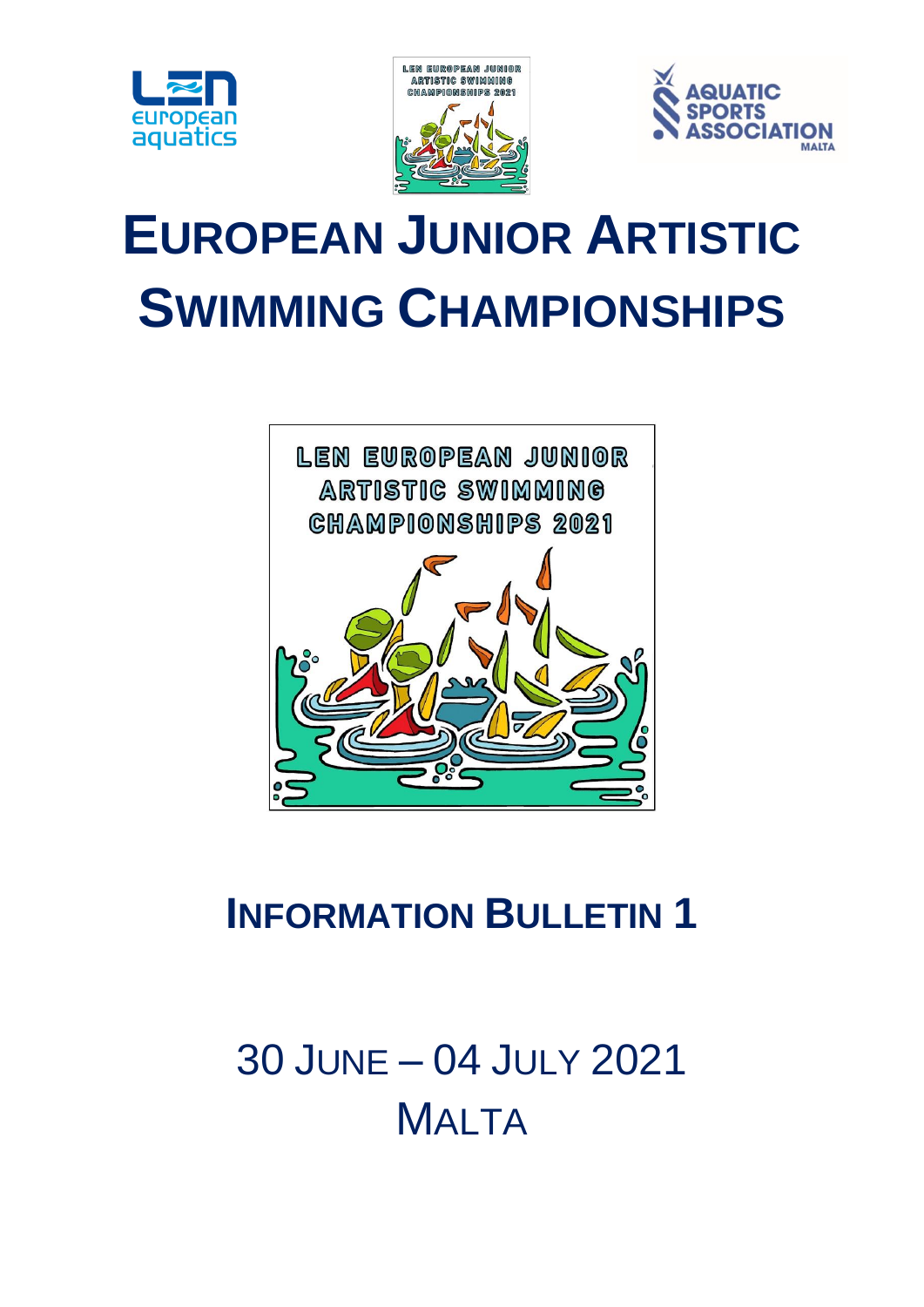# EUROPEAN JUNIOR ARTISTIC SWIMMING CHAMPIONSHIPS

## INFORMATION BULLETIN 1

30 JUNE – 04 JULY 2021

MALTA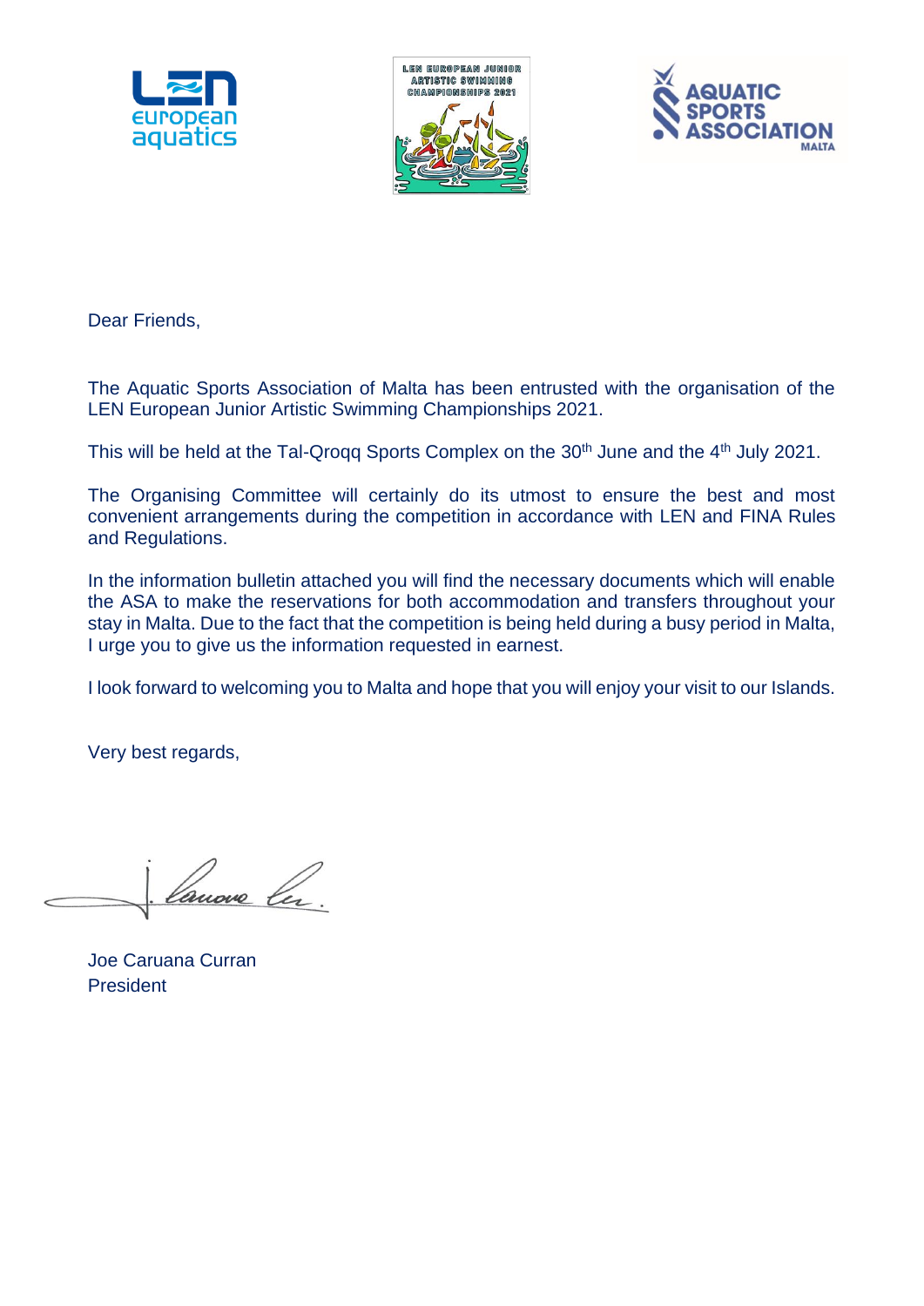Dear Friends,

The Aquatic Sports Association of Malta has been entrusted with the organisation of the LEN European Junior Artistic Swimming Championships 2021.

This will be held at the Tal-Qroqq Sports Complex on the 30th June and the 4th July 2021.

The Organising Committee will certainly do its utmost to ensure the best and most convenient arrangements during the competition in accordance with LEN and FINA Rules and Regulations.

In the information bulletin attached you will find the necessary documents which will enable the ASA to make the reservations for both accommodation and transfers throughout your stay in Malta. Due to the fact that the competition is being held during a busy period in Malta, I urge you to give us the information requested in earnest.

I look forward to welcoming you to Malta and hope that you will enjoy your visit to our Islands.

Very best regards,

Joe Caruana Curran
President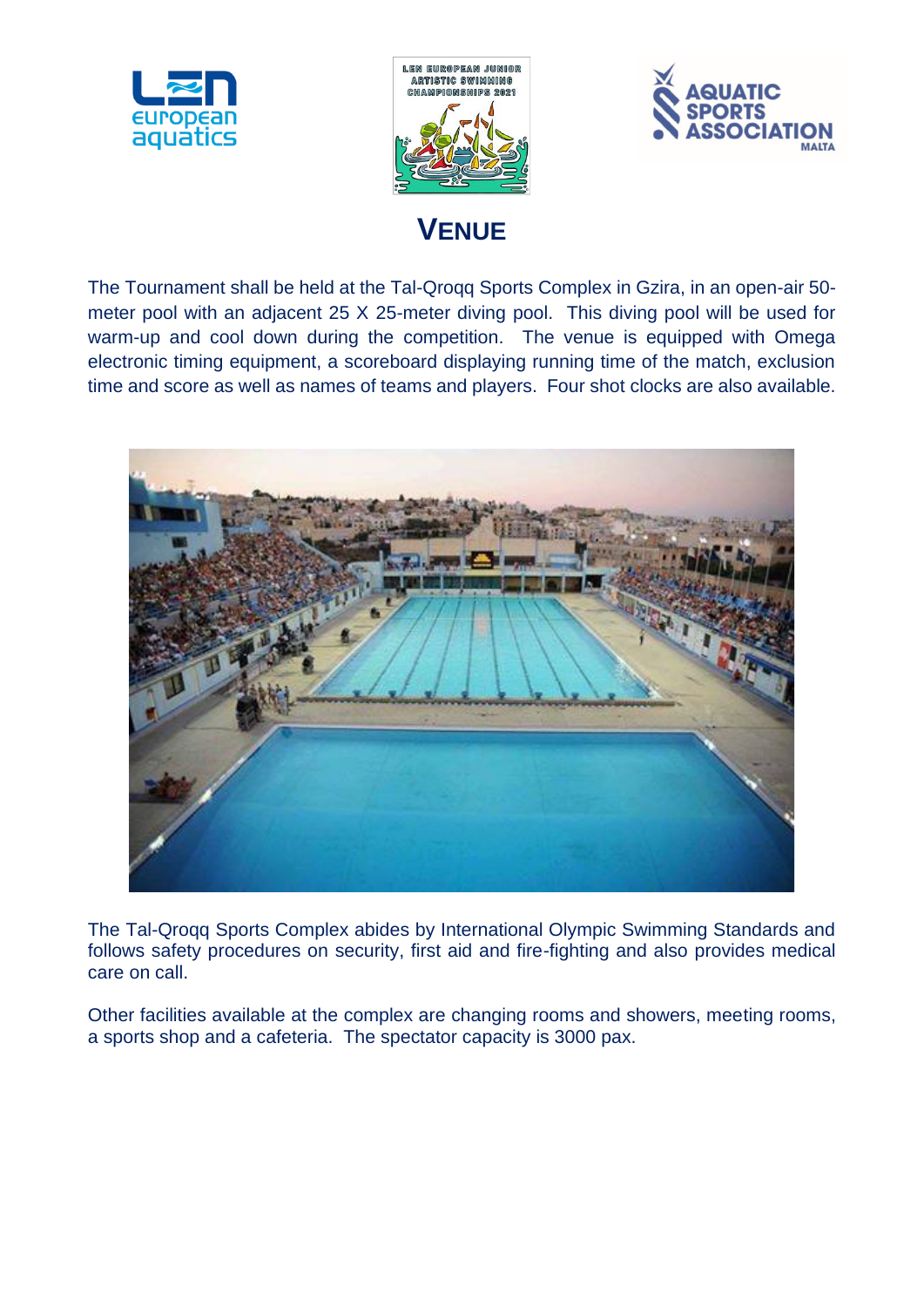# VENUE

The Tournament shall be held at the Tal-Qroqq Sports Complex in Gzira, in an open-air 50-meter pool with an adjacent 25 X 25-meter diving pool. This diving pool will be used for warm-up and cool down during the competition. The venue is equipped with Omega electronic timing equipment, a scoreboard displaying running time of the match, exclusion time and score as well as names of teams and players. Four shot clocks are also available.

The Tal-Qroqq Sports Complex abides by International Olympic Swimming Standards and follows safety procedures on security, first aid and fire-fighting and also provides medical care on call.

Other facilities available at the complex are changing rooms and showers, meeting rooms, a sports shop and a cafeteria. The spectator capacity is 3000 pax.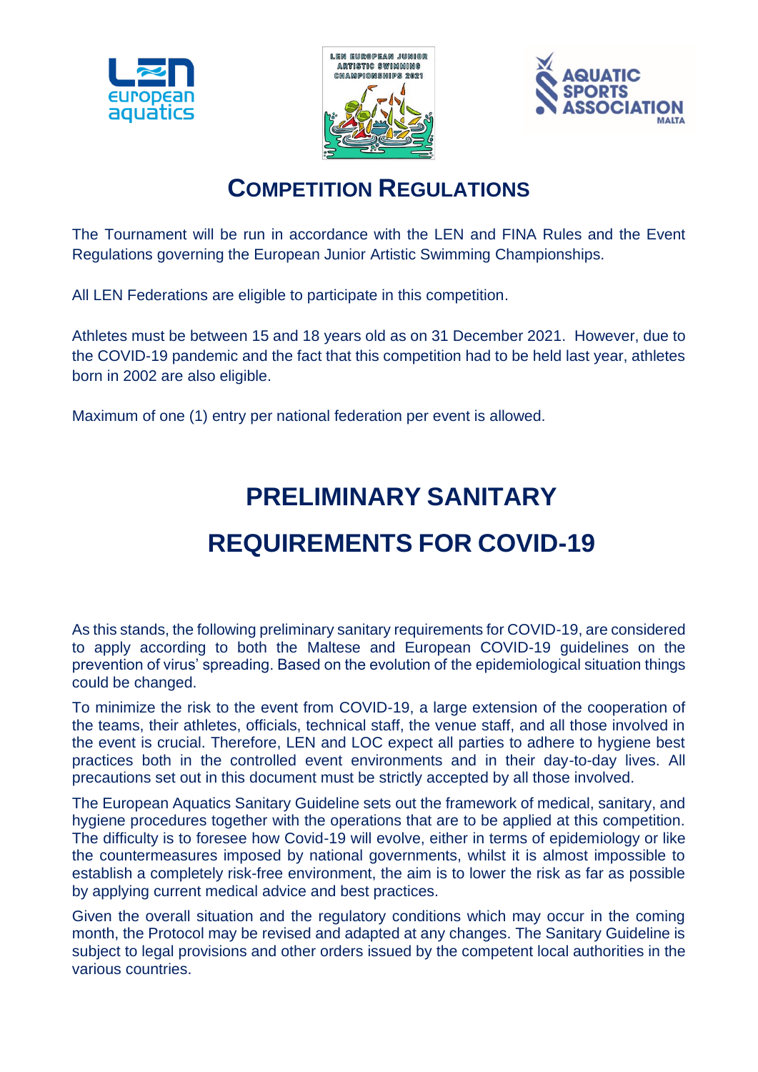# Competition Regulations

The Tournament will be run in accordance with the LEN and FINA Rules and the Event Regulations governing the European Junior Artistic Swimming Championships.

All LEN Federations are eligible to participate in this competition.

Athletes must be between 15 and 18 years old as on 31 December 2021. However, due to the COVID-19 pandemic and the fact that this competition had to be held last year, athletes born in 2002 are also eligible.

Maximum of one (1) entry per national federation per event is allowed.

# PRELIMINARY SANITARY REQUIREMENTS FOR COVID-19

As this stands, the following preliminary sanitary requirements for COVID-19, are considered to apply according to both the Maltese and European COVID-19 guidelines on the prevention of virus' spreading. Based on the evolution of the epidemiological situation things could be changed.

To minimize the risk to the event from COVID-19, a large extension of the cooperation of the teams, their athletes, officials, technical staff, the venue staff, and all those involved in the event is crucial. Therefore, LEN and LOC expect all parties to adhere to hygiene best practices both in the controlled event environments and in their day-to-day lives. All precautions set out in this document must be strictly accepted by all those involved.

The European Aquatics Sanitary Guideline sets out the framework of medical, sanitary, and hygiene procedures together with the operations that are to be applied at this competition. The difficulty is to foresee how Covid-19 will evolve, either in terms of epidemiology or like the countermeasures imposed by national governments, whilst it is almost impossible to establish a completely risk-free environment, the aim is to lower the risk as far as possible by applying current medical advice and best practices.

Given the overall situation and the regulatory conditions which may occur in the coming month, the Protocol may be revised and adapted at any changes. The Sanitary Guideline is subject to legal provisions and other orders issued by the competent local authorities in the various countries.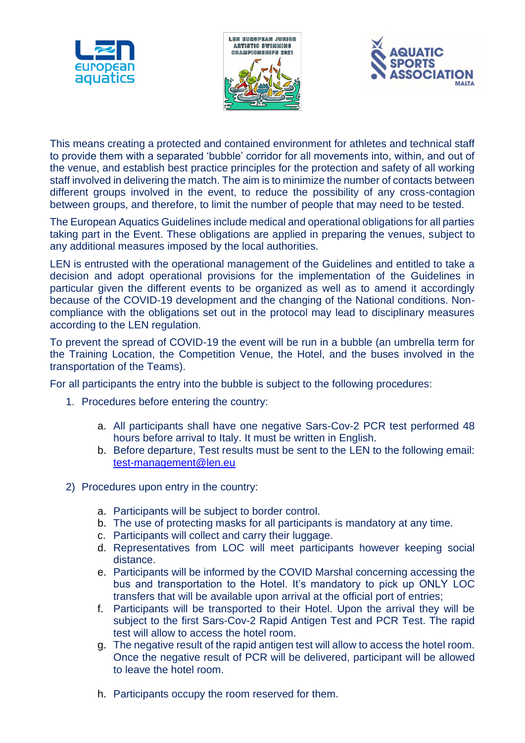This means creating a protected and contained environment for athletes and technical staff to provide them with a separated 'bubble' corridor for all movements into, within, and out of the venue, and establish best practice principles for the protection and safety of all working staff involved in delivering the match. The aim is to minimize the number of contacts between different groups involved in the event, to reduce the possibility of any cross-contagion between groups, and therefore, to limit the number of people that may need to be tested.

The European Aquatics Guidelines include medical and operational obligations for all parties taking part in the Event. These obligations are applied in preparing the venues, subject to any additional measures imposed by the local authorities.

LEN is entrusted with the operational management of the Guidelines and entitled to take a decision and adopt operational provisions for the implementation of the Guidelines in particular given the different events to be organized as well as to amend it accordingly because of the COVID-19 development and the changing of the National conditions. Non-compliance with the obligations set out in the protocol may lead to disciplinary measures according to the LEN regulation.

To prevent the spread of COVID-19 the event will be run in a bubble (an umbrella term for the Training Location, the Competition Venue, the Hotel, and the buses involved in the transportation of the Teams).

For all participants the entry into the bubble is subject to the following procedures:

1. Procedures before entering the country:

    a. All participants shall have one negative Sars-Cov-2 PCR test performed 48 hours before arrival to Italy. It must be written in English.
    b. Before departure, Test results must be sent to the LEN to the following email: test-management@len.eu

2) Procedures upon entry in the country:

    a. Participants will be subject to border control.
    b. The use of protecting masks for all participants is mandatory at any time.
    c. Participants will collect and carry their luggage.
    d. Representatives from LOC will meet participants however keeping social distance.
    e. Participants will be informed by the COVID Marshal concerning accessing the bus and transportation to the Hotel. It's mandatory to pick up ONLY LOC transfers that will be available upon arrival at the official port of entries;
    f. Participants will be transported to their Hotel. Upon the arrival they will be subject to the first Sars-Cov-2 Rapid Antigen Test and PCR Test. The rapid test will allow to access the hotel room.
    g. The negative result of the rapid antigen test will allow to access the hotel room. Once the negative result of PCR will be delivered, participant will be allowed to leave the hotel room.

    h. Participants occupy the room reserved for them.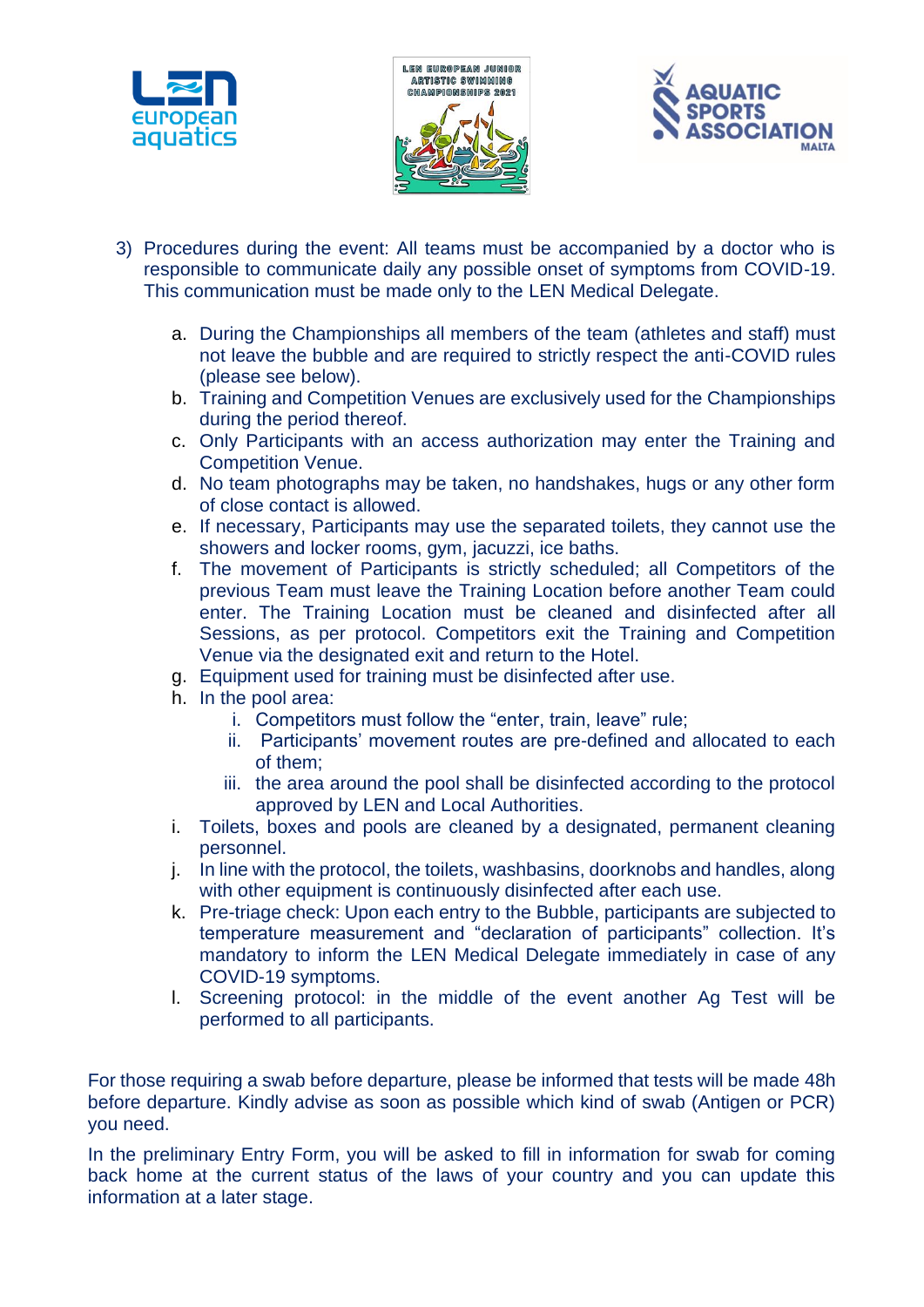3) Procedures during the event: All teams must be accompanied by a doctor who is responsible to communicate daily any possible onset of symptoms from COVID-19. This communication must be made only to the LEN Medical Delegate.

   a. During the Championships all members of the team (athletes and staff) must not leave the bubble and are required to strictly respect the anti-COVID rules (please see below).
   b. Training and Competition Venues are exclusively used for the Championships during the period thereof.
   c. Only Participants with an access authorization may enter the Training and Competition Venue.
   d. No team photographs may be taken, no handshakes, hugs or any other form of close contact is allowed.
   e. If necessary, Participants may use the separated toilets, they cannot use the showers and locker rooms, gym, jacuzzi, ice baths.
   f. The movement of Participants is strictly scheduled; all Competitors of the previous Team must leave the Training Location before another Team could enter. The Training Location must be cleaned and disinfected after all Sessions, as per protocol. Competitors exit the Training and Competition Venue via the designated exit and return to the Hotel.
   g. Equipment used for training must be disinfected after use.
   h. In the pool area:
      i. Competitors must follow the "enter, train, leave" rule;
      ii. Participants' movement routes are pre-defined and allocated to each of them;
      iii. the area around the pool shall be disinfected according to the protocol approved by LEN and Local Authorities.
   i. Toilets, boxes and pools are cleaned by a designated, permanent cleaning personnel.
   j. In line with the protocol, the toilets, washbasins, doorknobs and handles, along with other equipment is continuously disinfected after each use.
   k. Pre-triage check: Upon each entry to the Bubble, participants are subjected to temperature measurement and "declaration of participants" collection. It's mandatory to inform the LEN Medical Delegate immediately in case of any COVID-19 symptoms.
   l. Screening protocol: in the middle of the event another Ag Test will be performed to all participants.

For those requiring a swab before departure, please be informed that tests will be made 48h before departure. Kindly advise as soon as possible which kind of swab (Antigen or PCR) you need.

In the preliminary Entry Form, you will be asked to fill in information for swab for coming back home at the current status of the laws of your country and you can update this information at a later stage.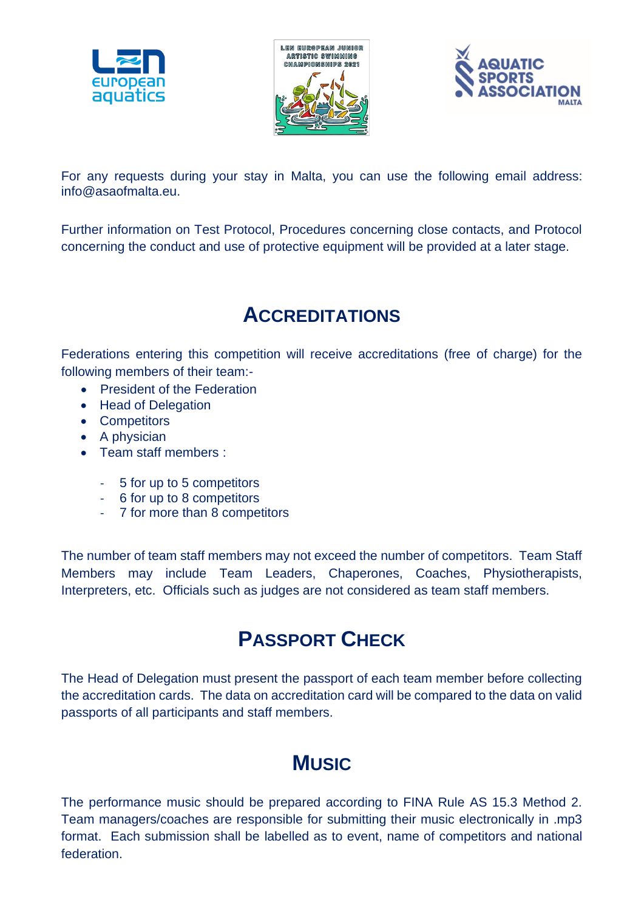For any requests during your stay in Malta, you can use the following email address: info@asaofmalta.eu.

Further information on Test Protocol, Procedures concerning close contacts, and Protocol concerning the conduct and use of protective equipment will be provided at a later stage.

# ACCREDITATIONS

Federations entering this competition will receive accreditations (free of charge) for the following members of their team:-

- President of the Federation
- Head of Delegation
- Competitors
- A physician
- Team staff members :
  - 5 for up to 5 competitors
  - 6 for up to 8 competitors
  - 7 for more than 8 competitors

The number of team staff members may not exceed the number of competitors. Team Staff Members may include Team Leaders, Chaperones, Coaches, Physiotherapists, Interpreters, etc. Officials such as judges are not considered as team staff members.

# PASSPORT CHECK

The Head of Delegation must present the passport of each team member before collecting the accreditation cards. The data on accreditation card will be compared to the data on valid passports of all participants and staff members.

# MUSIC

The performance music should be prepared according to FINA Rule AS 15.3 Method 2. Team managers/coaches are responsible for submitting their music electronically in .mp3 format. Each submission shall be labelled as to event, name of competitors and national federation.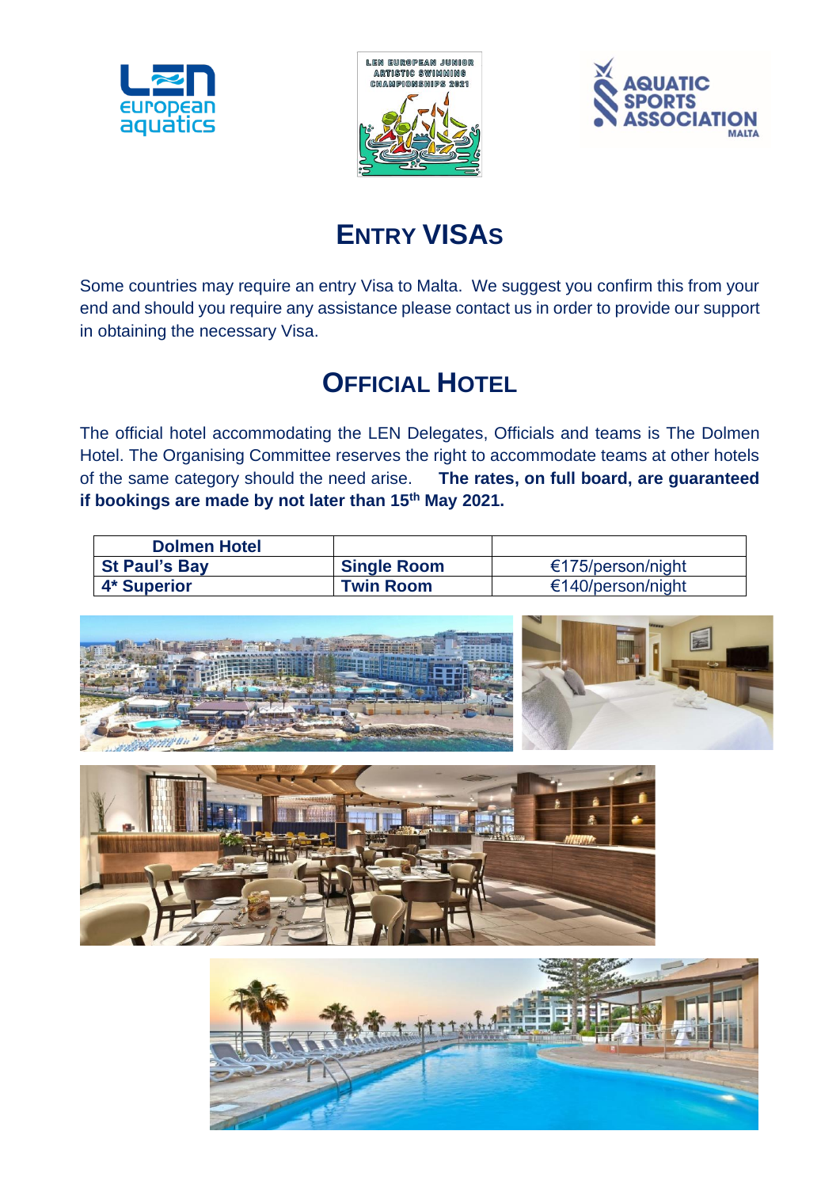# ENTRY VISAS

Some countries may require an entry Visa to Malta. We suggest you confirm this from your end and should you require any assistance please contact us in order to provide our support in obtaining the necessary Visa.

# OFFICIAL HOTEL

The official hotel accommodating the LEN Delegates, Officials and teams is The Dolmen Hotel. The Organising Committee reserves the right to accommodate teams at other hotels of the same category should the need arise. **The rates, on full board, are guaranteed if bookings are made by not later than 15th May 2021.**

| Dolmen Hotel | | |
|---|---|---|
| **St Paul's Bay** | **Single Room** | €175/person/night |
| **4* Superior** | **Twin Room** | €140/person/night |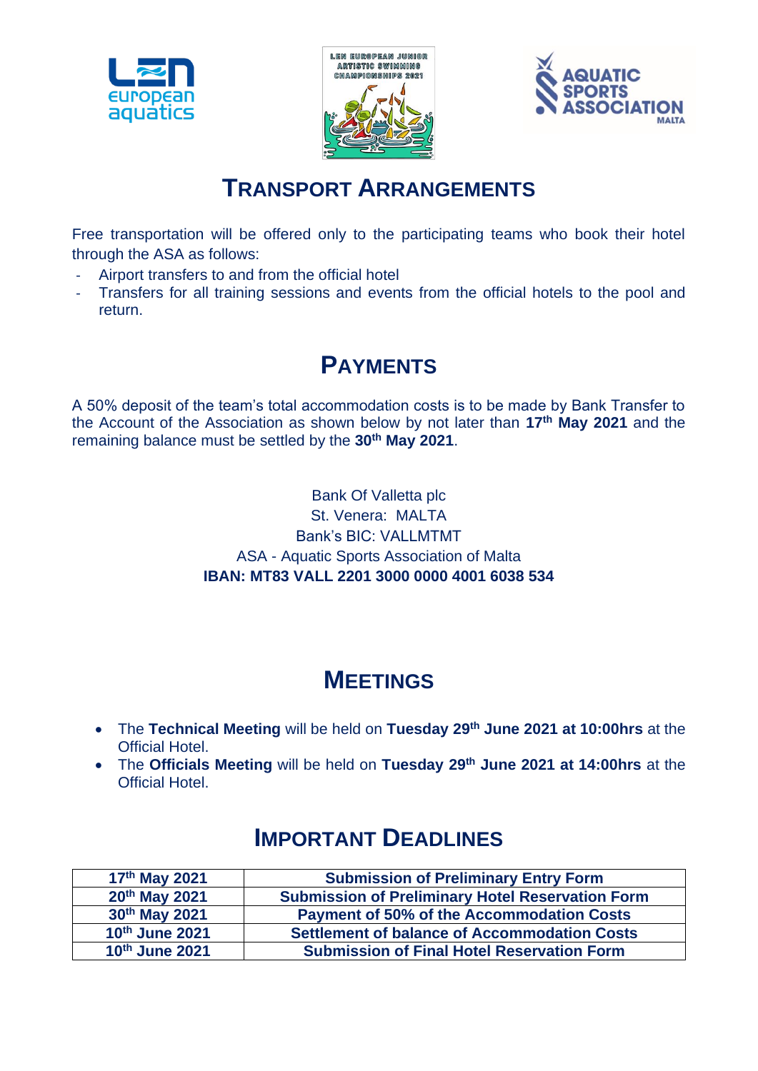## TRANSPORT ARRANGEMENTS

Free transportation will be offered only to the participating teams who book their hotel through the ASA as follows:

- Airport transfers to and from the official hotel
- Transfers for all training sessions and events from the official hotels to the pool and return.

## PAYMENTS

A 50% deposit of the team's total accommodation costs is to be made by Bank Transfer to the Account of the Association as shown below by not later than **17th May 2021** and the remaining balance must be settled by the **30th May 2021**.

Bank Of Valletta plc
St. Venera: MALTA
Bank's BIC: VALLMTMT
ASA - Aquatic Sports Association of Malta
**IBAN: MT83 VALL 2201 3000 0000 4001 6038 534**

## MEETINGS

- The **Technical Meeting** will be held on **Tuesday 29th June 2021 at 10:00hrs** at the Official Hotel.
- The **Officials Meeting** will be held on **Tuesday 29th June 2021 at 14:00hrs** at the Official Hotel.

## IMPORTANT DEADLINES

| | |
|---|---|
| **17th May 2021** | **Submission of Preliminary Entry Form** |
| **20th May 2021** | **Submission of Preliminary Hotel Reservation Form** |
| **30th May 2021** | **Payment of 50% of the Accommodation Costs** |
| **10th June 2021** | **Settlement of balance of Accommodation Costs** |
| **10th June 2021** | **Submission of Final Hotel Reservation Form** |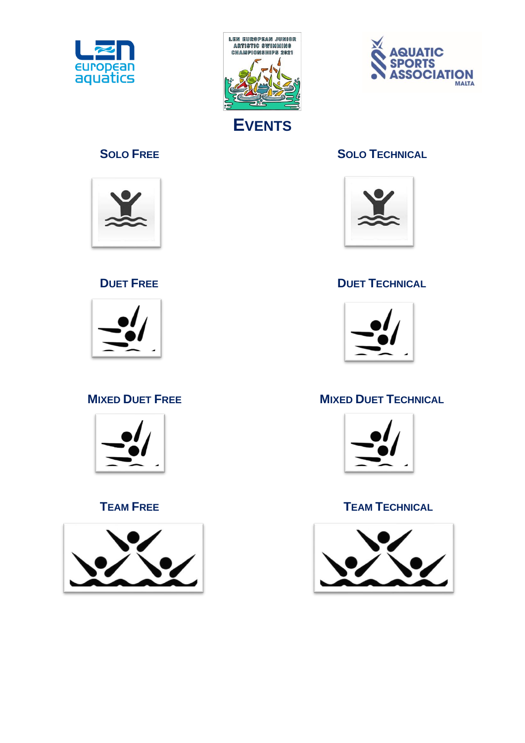# EVENTS

**SOLO FREE**

**SOLO TECHNICAL**

**DUET FREE**

**DUET TECHNICAL**

**MIXED DUET FREE**

**MIXED DUET TECHNICAL**

**TEAM FREE**

**TEAM TECHNICAL**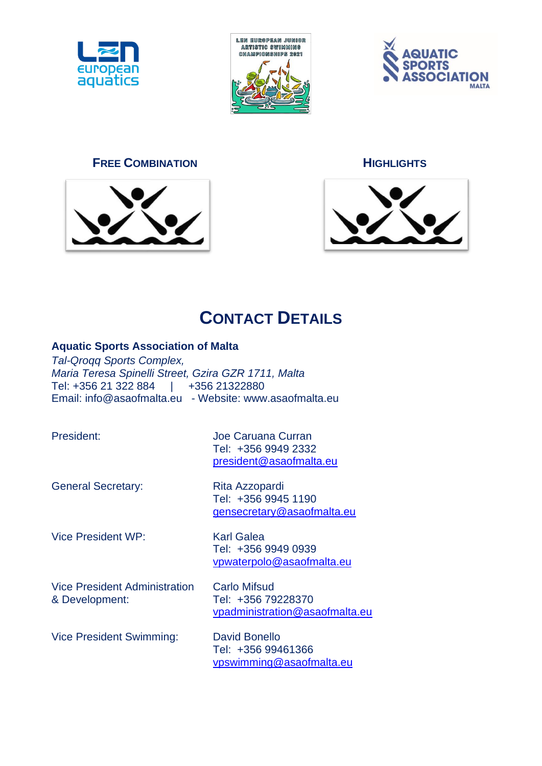**FREE COMBINATION**

**HIGHLIGHTS**

# CONTACT DETAILS

**Aquatic Sports Association of Malta**
*Tal-Qroqq Sports Complex,*
*Maria Teresa Spinelli Street, Gzira GZR 1711, Malta*
Tel: +356 21 322 884 | +356 21322880
Email: info@asaofmalta.eu - Website: www.asaofmalta.eu

| | |
|---|---|
| President: | Joe Caruana Curran<br>Tel: +356 9949 2332<br>president@asaofmalta.eu |
| General Secretary: | Rita Azzopardi<br>Tel: +356 9945 1190<br>gensecretary@asaofmalta.eu |
| Vice President WP: | Karl Galea<br>Tel: +356 9949 0939<br>vpwaterpolo@asaofmalta.eu |
| Vice President Administration & Development: | Carlo Mifsud<br>Tel: +356 79228370<br>vpadministration@asaofmalta.eu |
| Vice President Swimming: | David Bonello<br>Tel: +356 99461366<br>vpswimming@asaofmalta.eu |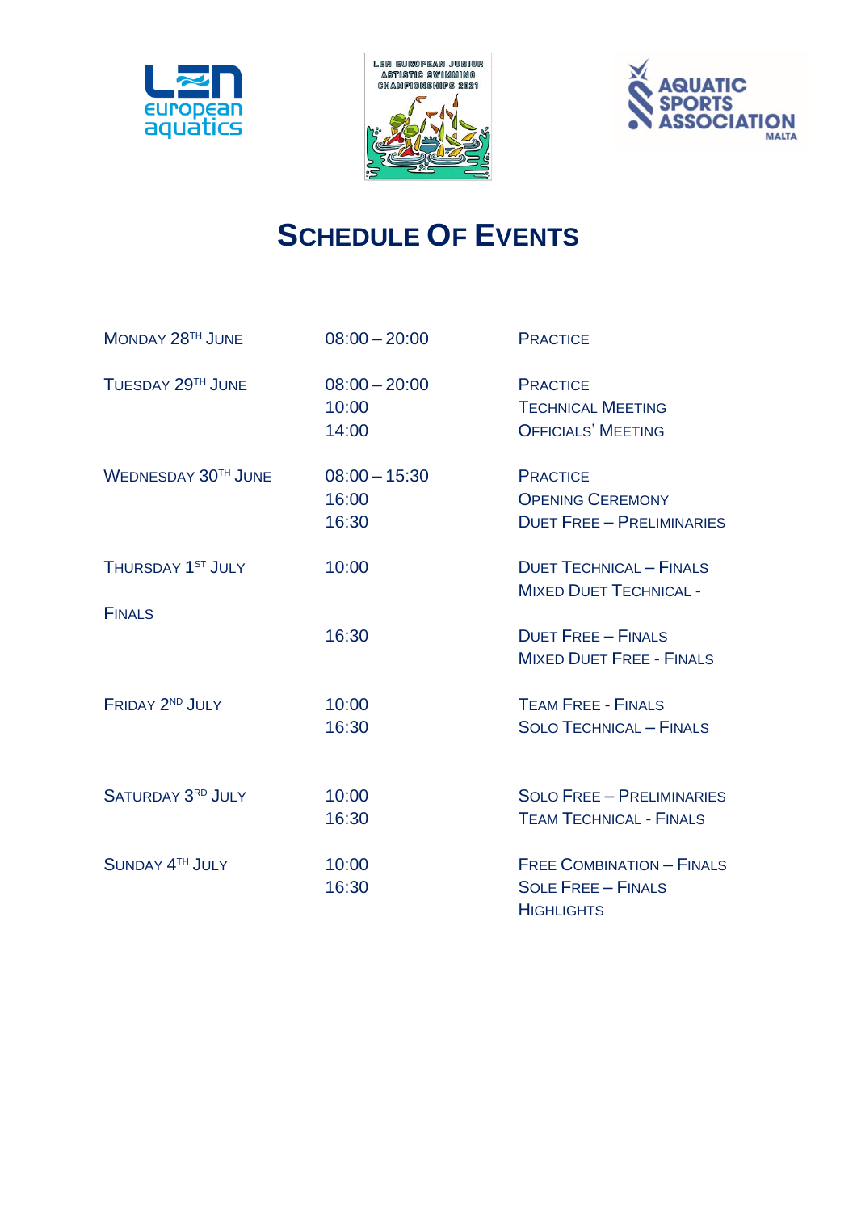# Schedule Of Events

| | | |
|---|---|---|
| Monday 28TH June | 08:00 – 20:00 | Practice |
| Tuesday 29TH June | 08:00 – 20:00 | Practice |
| | 10:00 | Technical Meeting |
| | 14:00 | Officials' Meeting |
| Wednesday 30TH June | 08:00 – 15:30 | Practice |
| | 16:00 | Opening Ceremony |
| | 16:30 | Duet Free – Preliminaries |
| Thursday 1ST July | 10:00 | Duet Technical – Finals |
| | | Mixed Duet Technical - Finals |
| | 16:30 | Duet Free – Finals |
| | | Mixed Duet Free - Finals |
| Friday 2ND July | 10:00 | Team Free - Finals |
| | 16:30 | Solo Technical – Finals |
| Saturday 3RD July | 10:00 | Solo Free – Preliminaries |
| | 16:30 | Team Technical - Finals |
| Sunday 4TH July | 10:00 | Free Combination – Finals |
| | 16:30 | Sole Free – Finals |
| | | Highlights |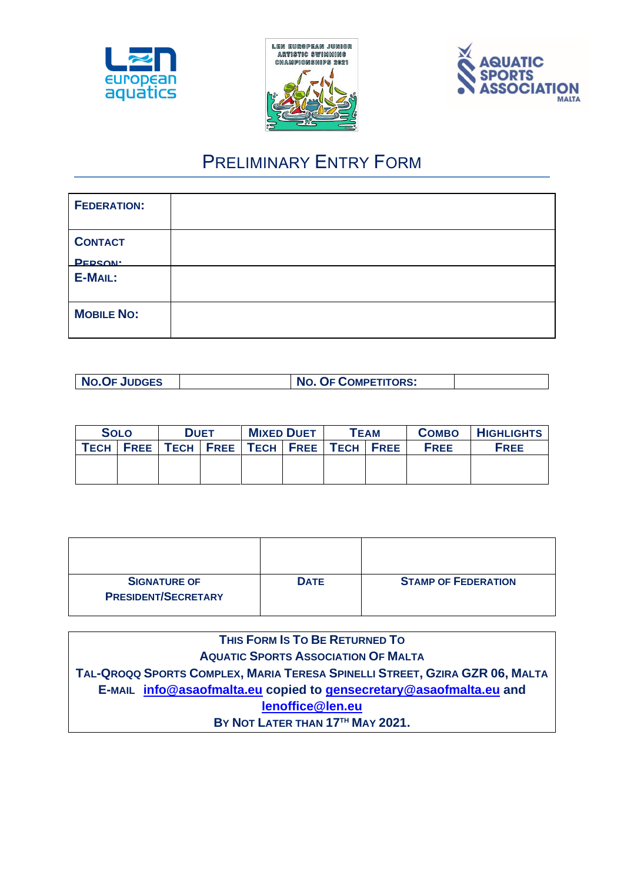LEN EUROPEAN JUNIOR ARTISTIC SWIMMING CHAMPIONSHIPS 2021

# PRELIMINARY ENTRY FORM

| FEDERATION: | |
|---|---|
| CONTACT PERSON: | |
| E-MAIL: | |
| MOBILE NO: | |

| NO.OF JUDGES | | NO. OF COMPETITORS: | |
|---|---|---|---|

| SOLO | | DUET | | MIXED DUET | | TEAM | | COMBO | HIGHLIGHTS |
|---|---|---|---|---|---|---|---|---|---|
| TECH | FREE | TECH | FREE | TECH | FREE | TECH | FREE | FREE | FREE |
| | | | | | | | | | |

| | | |
|---|---|---|
| SIGNATURE OF PRESIDENT/SECRETARY | DATE | STAMP OF FEDERATION |

**THIS FORM IS TO BE RETURNED TO**
**AQUATIC SPORTS ASSOCIATION OF MALTA**
**TAL-QROQQ SPORTS COMPLEX, MARIA TERESA SPINELLI STREET, GZIRA GZR 06, MALTA**
**E-MAIL info@asaofmalta.eu copied to gensecretary@asaofmalta.eu and lenoffice@len.eu**
**BY NOT LATER THAN 17TH MAY 2021.**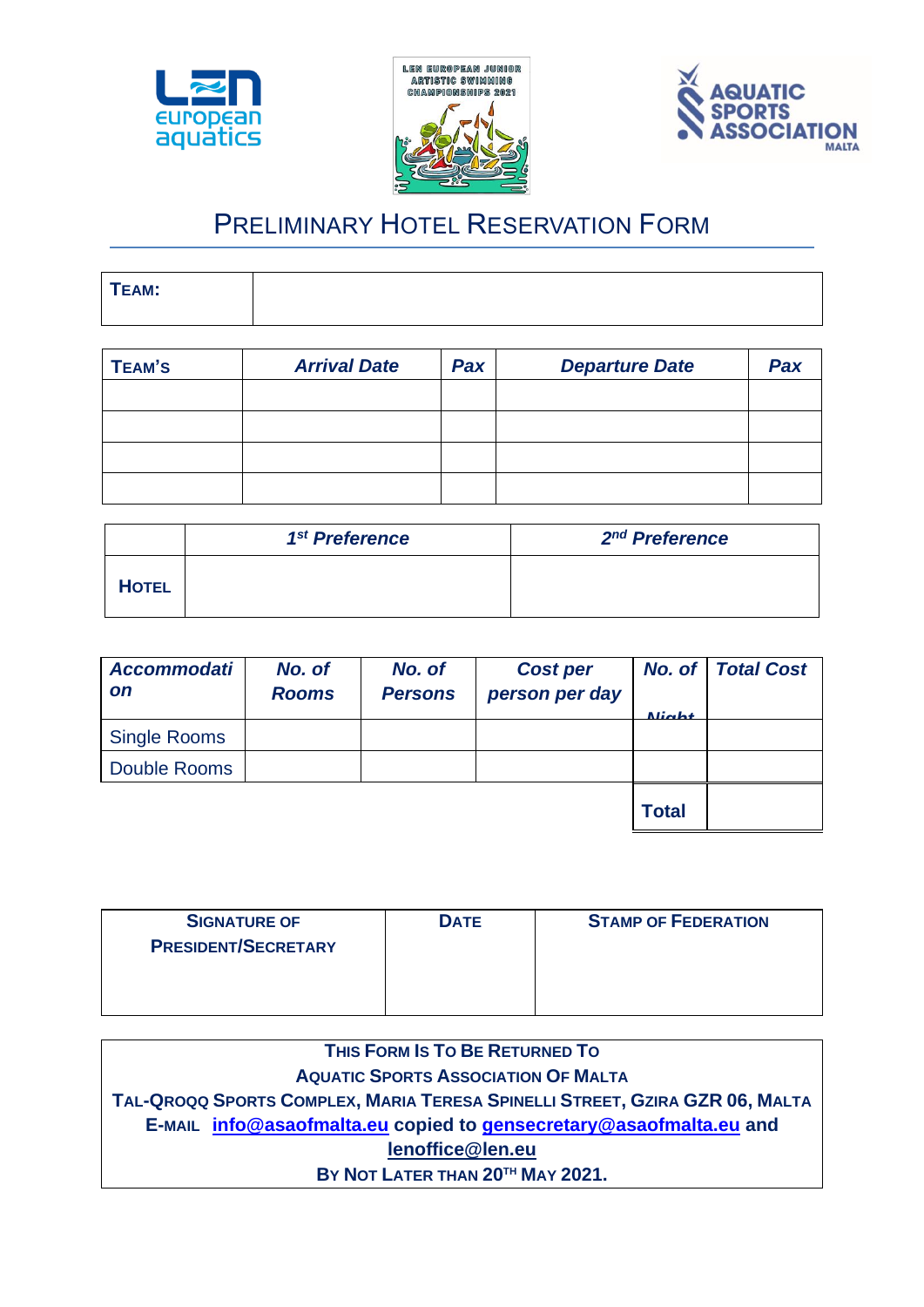# PRELIMINARY HOTEL RESERVATION FORM

| **TEAM:** | |
|---|---|

| **TEAM'S** | ***Arrival Date*** | ***Pax*** | ***Departure Date*** | ***Pax*** |
|---|---|---|---|---|
| | | | | |
| | | | | |
| | | | | |
| | | | | |

| | ***1st Preference*** | ***2nd Preference*** |
|---|---|---|
| **HOTEL** | | |

| ***Accommodation*** | ***No. of Rooms*** | ***No. of Persons*** | ***Cost per person per day*** | ***No. of Night*** | ***Total Cost*** |
|---|---|---|---|---|---|
| Single Rooms | | | | | |
| Double Rooms | | | | | |
| | | | | **Total** | |

| **SIGNATURE OF PRESIDENT/SECRETARY** | **DATE** | **STAMP OF FEDERATION** |
|---|---|---|
| | | |

**THIS FORM IS TO BE RETURNED TO**
**AQUATIC SPORTS ASSOCIATION OF MALTA**
**TAL-QROQQ SPORTS COMPLEX, MARIA TERESA SPINELLI STREET, GZIRA GZR 06, MALTA**
**E-MAIL info@asaofmalta.eu copied to gensecretary@asaofmalta.eu and lenoffice@len.eu**
**BY NOT LATER THAN 20TH MAY 2021.**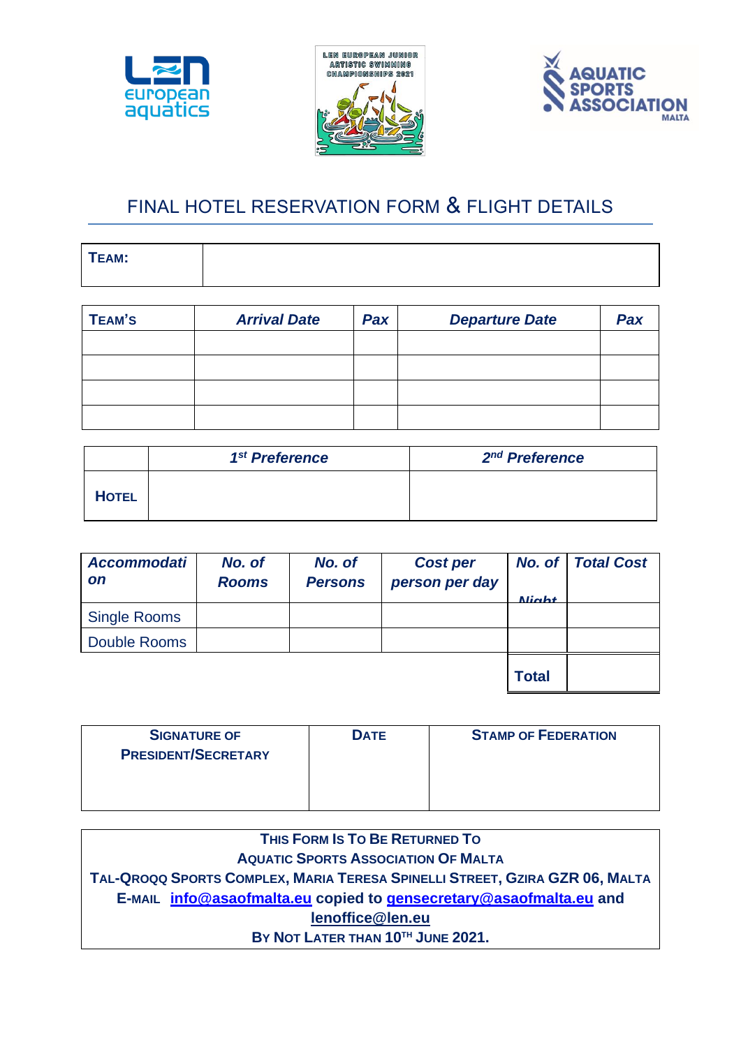# FINAL HOTEL RESERVATION FORM & FLIGHT DETAILS

| **TEAM:** | |
|---|---|

| **TEAM'S** | ***Arrival Date*** | ***Pax*** | ***Departure Date*** | ***Pax*** |
|---|---|---|---|---|
| | | | | |
| | | | | |
| | | | | |
| | | | | |

| | ***1st Preference*** | ***2nd Preference*** |
|---|---|---|
| **HOTEL** | | |

| ***Accommodation*** | ***No. of Rooms*** | ***No. of Persons*** | ***Cost per person per day*** | ***No. of Night*** | ***Total Cost*** |
|---|---|---|---|---|---|
| Single Rooms | | | | | |
| Double Rooms | | | | | |
| | | | | **Total** | |

| **SIGNATURE OF PRESIDENT/SECRETARY** | **DATE** | **STAMP OF FEDERATION** |
|---|---|---|
| | | |

**THIS FORM IS TO BE RETURNED TO**
**AQUATIC SPORTS ASSOCIATION OF MALTA**
**TAL-QROQQ SPORTS COMPLEX, MARIA TERESA SPINELLI STREET, GZIRA GZR 06, MALTA**
**E-MAIL info@asaofmalta.eu copied to gensecretary@asaofmalta.eu and lenoffice@len.eu**
**BY NOT LATER THAN 10TH JUNE 2021.**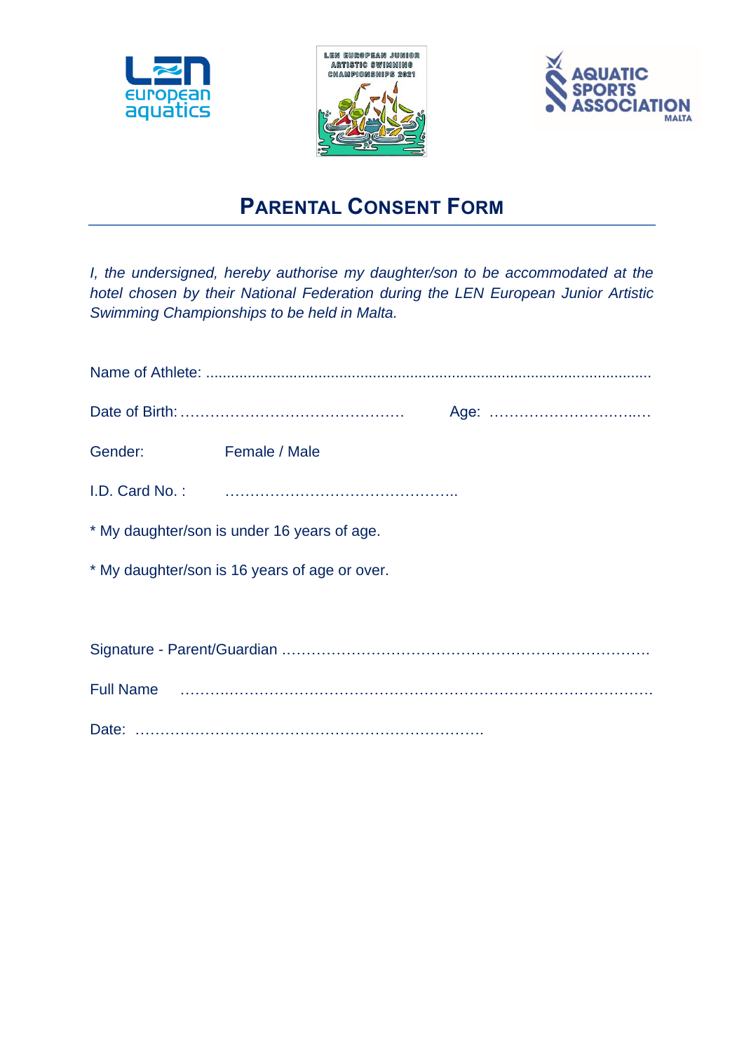# PARENTAL CONSENT FORM

*I, the undersigned, hereby authorise my daughter/son to be accommodated at the hotel chosen by their National Federation during the LEN European Junior Artistic Swimming Championships to be held in Malta.*

Name of Athlete: ..........................................................................................................

Date of Birth: ………………………………………     Age: ……………………….….

Gender:     Female / Male

I.D. Card No. :     ………………………………………..

* My daughter/son is under 16 years of age.

* My daughter/son is 16 years of age or over.

Signature - Parent/Guardian ……………………………………………………………….

Full Name     ………..…………………………………….………………………………….

Date: …………………………………………………………….